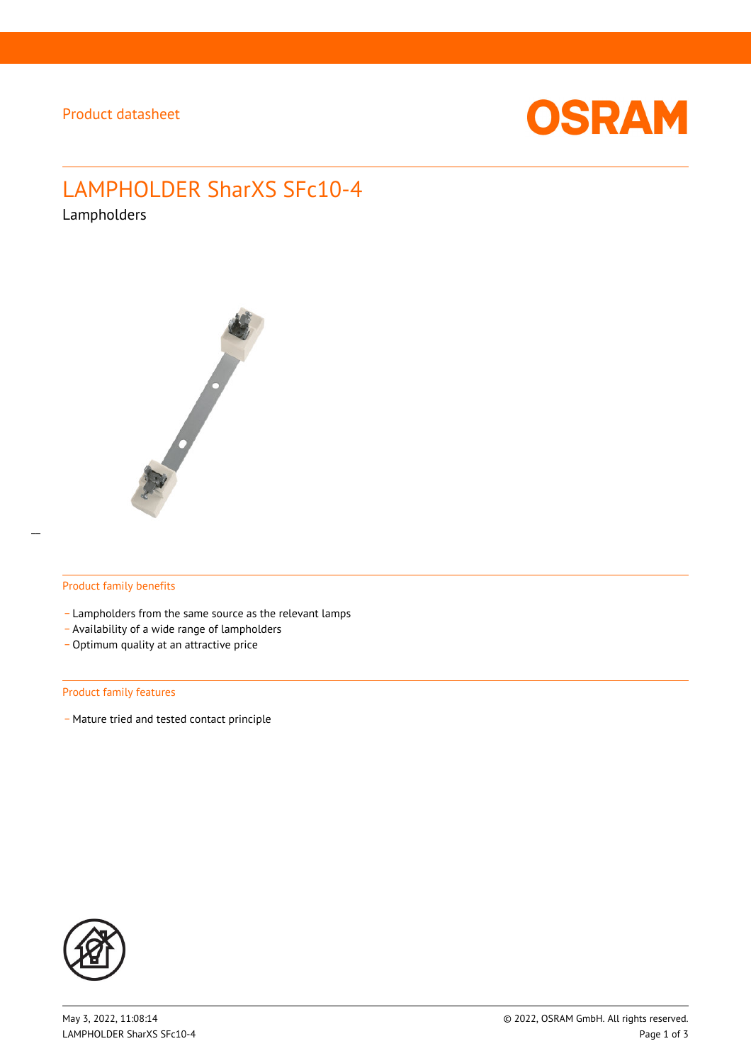Product datasheet

# LAMPHOLDER SharXS SFc10-4

Lampholders

## Product family benefits

- Lampholders from the same source as the relevant lamps
- Availability of a wide range of lampholders
- Optimum quality at an attractive price

## Product family features

- Mature tried and tested contact principle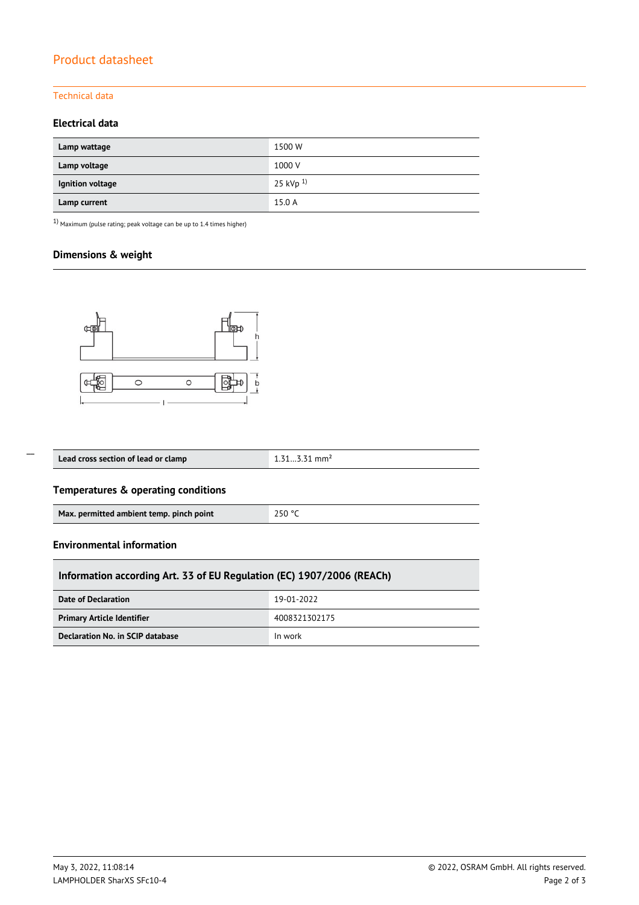Product datasheet

Technical data

### Electrical data

| | |
|---|---|
| **Lamp wattage** | 1500 W |
| **Lamp voltage** | 1000 V |
| **Ignition voltage** | 25 kVp [1] |
| **Lamp current** | 15.0 A |

[1] Maximum (pulse rating; peak voltage can be up to 1.4 times higher)

### Dimensions & weight

| | |
|---|---|
| **Lead cross section of lead or clamp** | 1.31…3.31 mm² |

### Temperatures & operating conditions

| | |
|---|---|
| **Max. permitted ambient temp. pinch point** | 250 °C |

### Environmental information

| **Information according Art. 33 of EU Regulation (EC) 1907/2006 (REACh)** | |
|---|---|
| **Date of Declaration** | 19-01-2022 |
| **Primary Article Identifier** | 4008321302175 |
| **Declaration No. in SCIP database** | In work |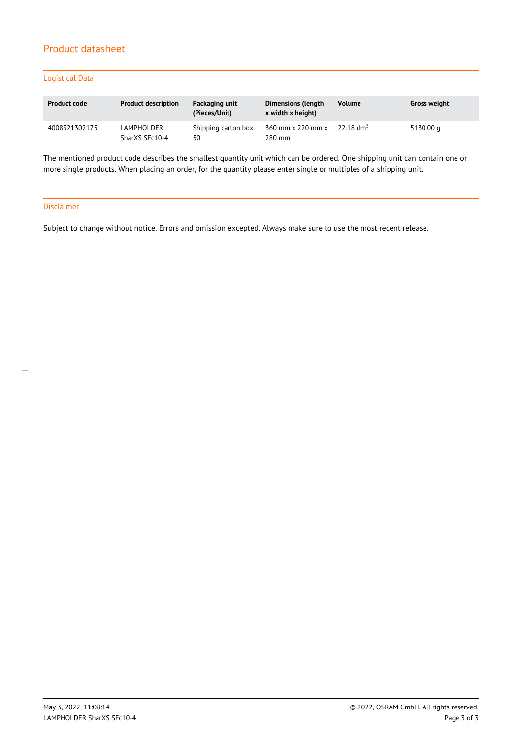## Product datasheet

### Logistical Data

| Product code | Product description | Packaging unit (Pieces/Unit) | Dimensions (length x width x height) | Volume | Gross weight |
| --- | --- | --- | --- | --- | --- |
| 4008321302175 | LAMPHOLDER SharXS SFc10-4 | Shipping carton box 50 | 360 mm x 220 mm x 280 mm | 22.18 $dm^3$ | 5130.00 g |

The mentioned product code describes the smallest quantity unit which can be ordered. One shipping unit can contain one or more single products. When placing an order, for the quantity please enter single or multiples of a shipping unit.

### Disclaimer

Subject to change without notice. Errors and omission excepted. Always make sure to use the most recent release.